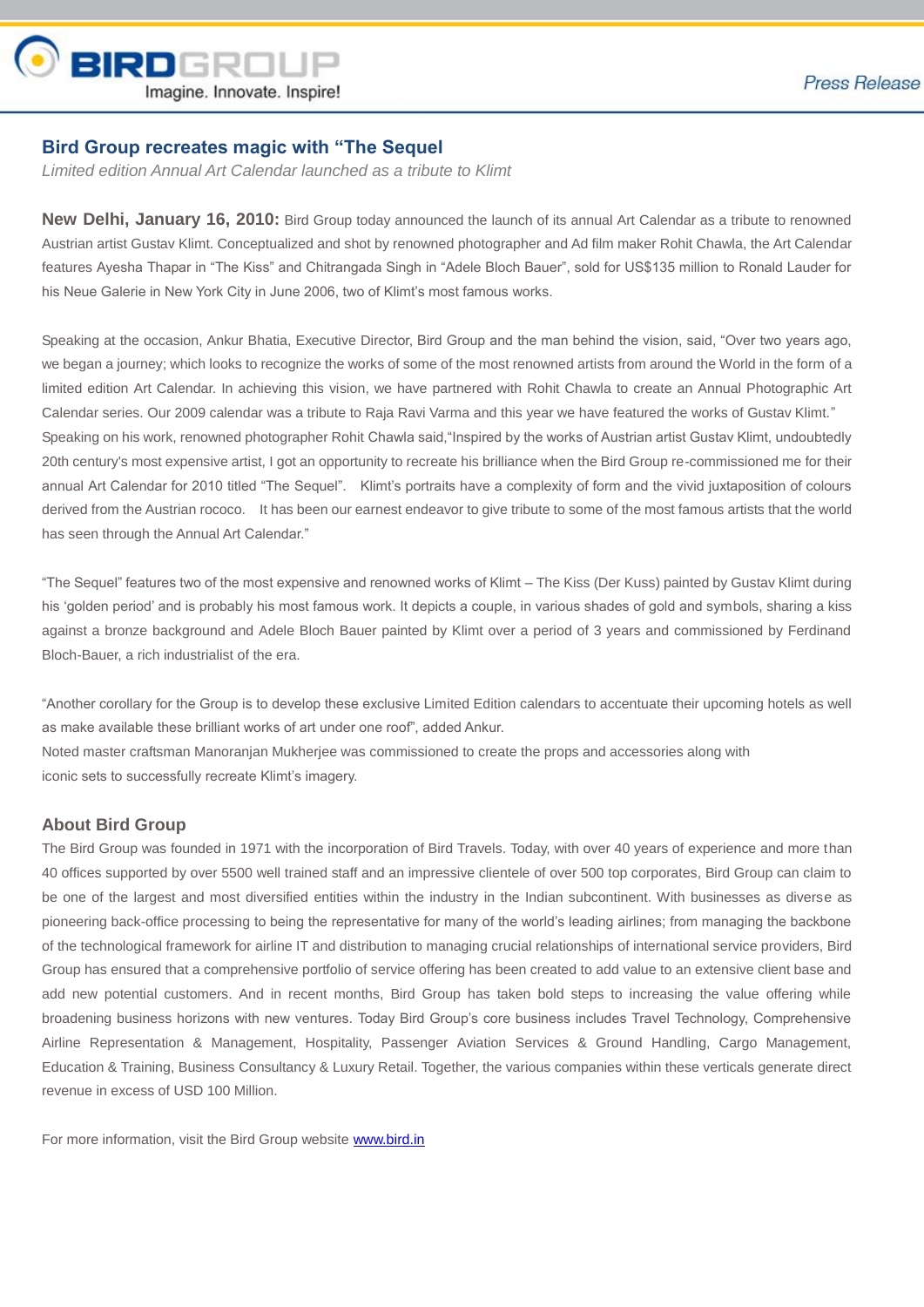# Bird Group recreates magic with "The Sequel

*Limited edition Annual Art Calendar launched as a tribute to Klimt*

**New Delhi, January 16, 2010:** Bird Group today announced the launch of its annual Art Calendar as a tribute to renowned Austrian artist Gustav Klimt. Conceptualized and shot by renowned photographer and Ad film maker Rohit Chawla, the Art Calendar features Ayesha Thapar in "The Kiss" and Chitrangada Singh in "Adele Bloch Bauer", sold for US$135 million to Ronald Lauder for his Neue Galerie in New York City in June 2006, two of Klimt's most famous works.

Speaking at the occasion, Ankur Bhatia, Executive Director, Bird Group and the man behind the vision, said, "Over two years ago, we began a journey; which looks to recognize the works of some of the most renowned artists from around the World in the form of a limited edition Art Calendar. In achieving this vision, we have partnered with Rohit Chawla to create an Annual Photographic Art Calendar series. Our 2009 calendar was a tribute to Raja Ravi Varma and this year we have featured the works of Gustav Klimt."
Speaking on his work, renowned photographer Rohit Chawla said,"Inspired by the works of Austrian artist Gustav Klimt, undoubtedly 20th century's most expensive artist, I got an opportunity to recreate his brilliance when the Bird Group re-commissioned me for their annual Art Calendar for 2010 titled "The Sequel". Klimt's portraits have a complexity of form and the vivid juxtaposition of colours derived from the Austrian rococo. It has been our earnest endeavor to give tribute to some of the most famous artists that the world has seen through the Annual Art Calendar."

"The Sequel" features two of the most expensive and renowned works of Klimt – The Kiss (Der Kuss) painted by Gustav Klimt during his 'golden period' and is probably his most famous work. It depicts a couple, in various shades of gold and symbols, sharing a kiss against a bronze background and Adele Bloch Bauer painted by Klimt over a period of 3 years and commissioned by Ferdinand Bloch-Bauer, a rich industrialist of the era.

"Another corollary for the Group is to develop these exclusive Limited Edition calendars to accentuate their upcoming hotels as well as make available these brilliant works of art under one roof", added Ankur.
Noted master craftsman Manoranjan Mukherjee was commissioned to create the props and accessories along with iconic sets to successfully recreate Klimt's imagery.

## About Bird Group

The Bird Group was founded in 1971 with the incorporation of Bird Travels. Today, with over 40 years of experience and more than 40 offices supported by over 5500 well trained staff and an impressive clientele of over 500 top corporates, Bird Group can claim to be one of the largest and most diversified entities within the industry in the Indian subcontinent. With businesses as diverse as pioneering back-office processing to being the representative for many of the world's leading airlines; from managing the backbone of the technological framework for airline IT and distribution to managing crucial relationships of international service providers, Bird Group has ensured that a comprehensive portfolio of service offering has been created to add value to an extensive client base and add new potential customers. And in recent months, Bird Group has taken bold steps to increasing the value offering while broadening business horizons with new ventures. Today Bird Group's core business includes Travel Technology, Comprehensive Airline Representation & Management, Hospitality, Passenger Aviation Services & Ground Handling, Cargo Management, Education & Training, Business Consultancy & Luxury Retail. Together, the various companies within these verticals generate direct revenue in excess of USD 100 Million.

For more information, visit the Bird Group website [www.bird.in](http://www.bird.in)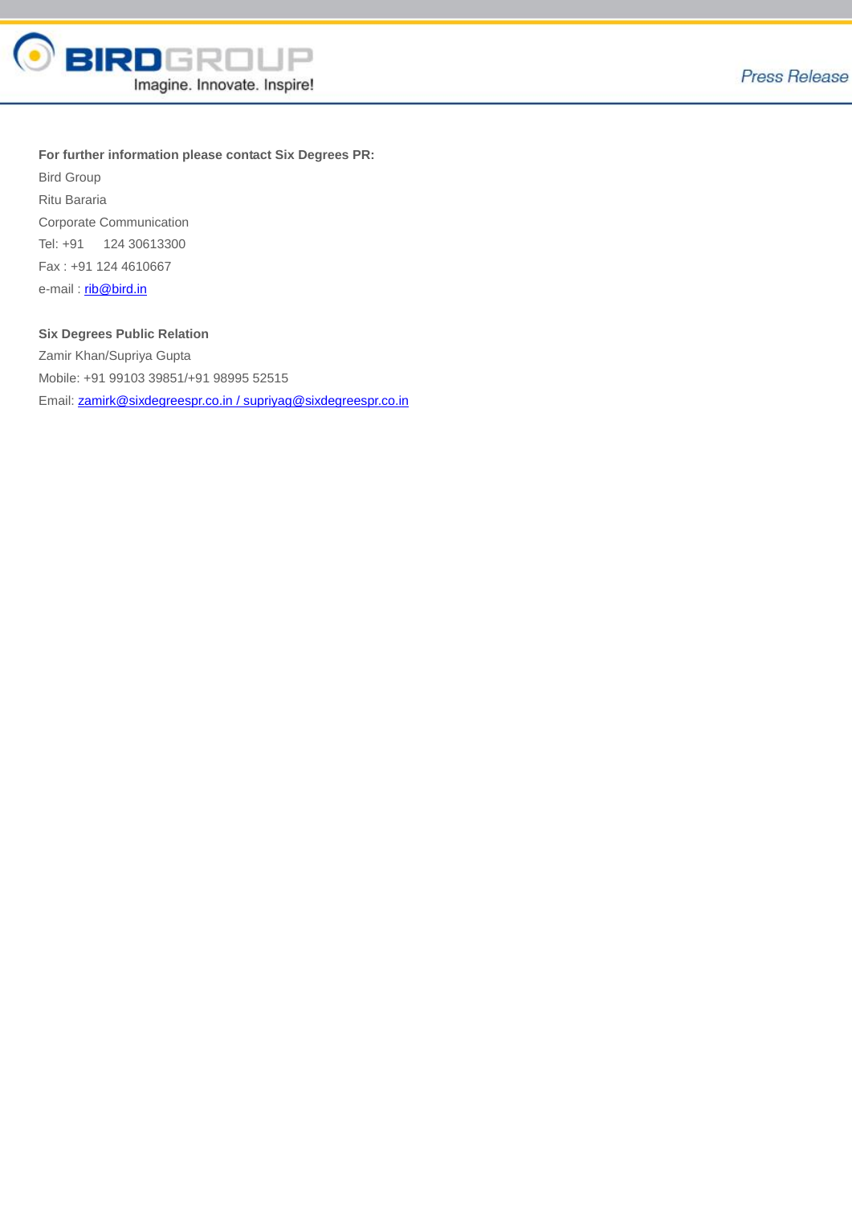**For further information please contact Six Degrees PR:**

Bird Group

Ritu Bararia

Corporate Communication

Tel: +91 124 30613300

Fax : +91 124 4610667

e-mail : rib@bird.in

**Six Degrees Public Relation**

Zamir Khan/Supriya Gupta

Mobile: +91 99103 39851/+91 98995 52515

Email: zamirk@sixdegreespr.co.in / supriyag@sixdegreespr.co.in